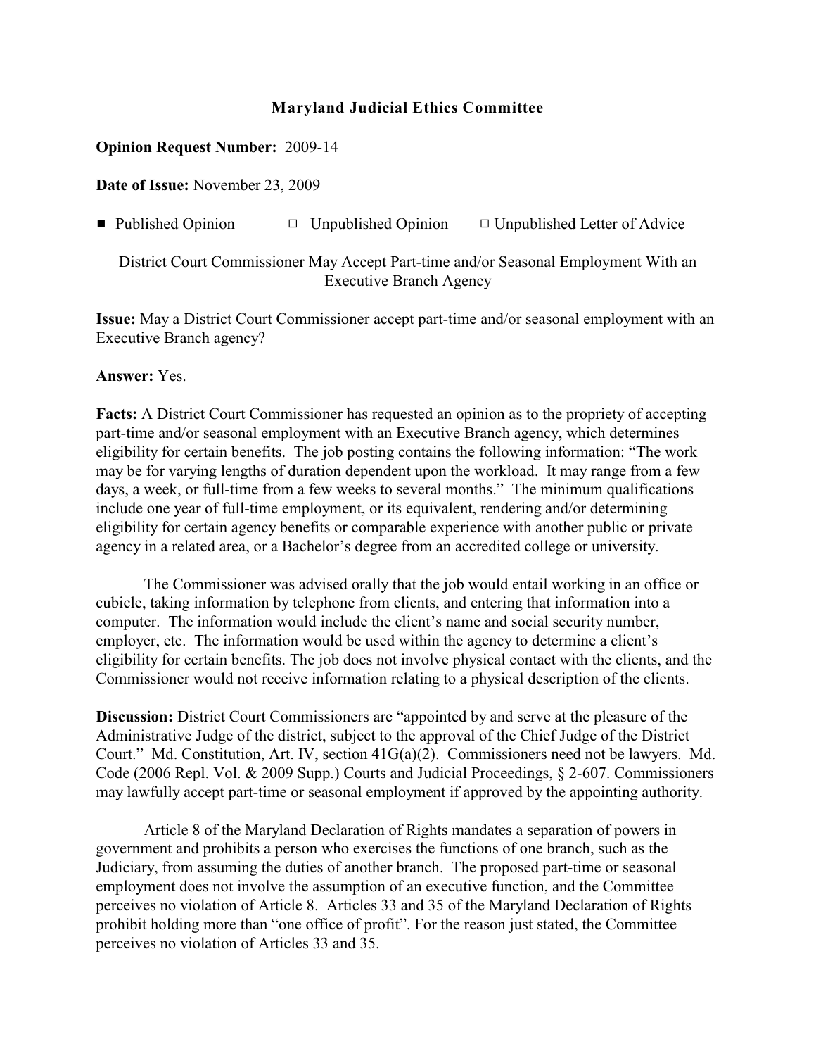# Maryland Judicial Ethics Committee

**Opinion Request Number:** 2009-14

**Date of Issue:** November 23, 2009

■ Published Opinion ☐ Unpublished Opinion ☐ Unpublished Letter of Advice

District Court Commissioner May Accept Part-time and/or Seasonal Employment With an Executive Branch Agency

**Issue:** May a District Court Commissioner accept part-time and/or seasonal employment with an Executive Branch agency?

**Answer:** Yes.

**Facts:** A District Court Commissioner has requested an opinion as to the propriety of accepting part-time and/or seasonal employment with an Executive Branch agency, which determines eligibility for certain benefits. The job posting contains the following information: "The work may be for varying lengths of duration dependent upon the workload. It may range from a few days, a week, or full-time from a few weeks to several months." The minimum qualifications include one year of full-time employment, or its equivalent, rendering and/or determining eligibility for certain agency benefits or comparable experience with another public or private agency in a related area, or a Bachelor's degree from an accredited college or university.

The Commissioner was advised orally that the job would entail working in an office or cubicle, taking information by telephone from clients, and entering that information into a computer. The information would include the client's name and social security number, employer, etc. The information would be used within the agency to determine a client's eligibility for certain benefits. The job does not involve physical contact with the clients, and the Commissioner would not receive information relating to a physical description of the clients.

**Discussion:** District Court Commissioners are "appointed by and serve at the pleasure of the Administrative Judge of the district, subject to the approval of the Chief Judge of the District Court." Md. Constitution, Art. IV, section 41G(a)(2). Commissioners need not be lawyers. Md. Code (2006 Repl. Vol. & 2009 Supp.) Courts and Judicial Proceedings, § 2-607. Commissioners may lawfully accept part-time or seasonal employment if approved by the appointing authority.

Article 8 of the Maryland Declaration of Rights mandates a separation of powers in government and prohibits a person who exercises the functions of one branch, such as the Judiciary, from assuming the duties of another branch. The proposed part-time or seasonal employment does not involve the assumption of an executive function, and the Committee perceives no violation of Article 8. Articles 33 and 35 of the Maryland Declaration of Rights prohibit holding more than "one office of profit". For the reason just stated, the Committee perceives no violation of Articles 33 and 35.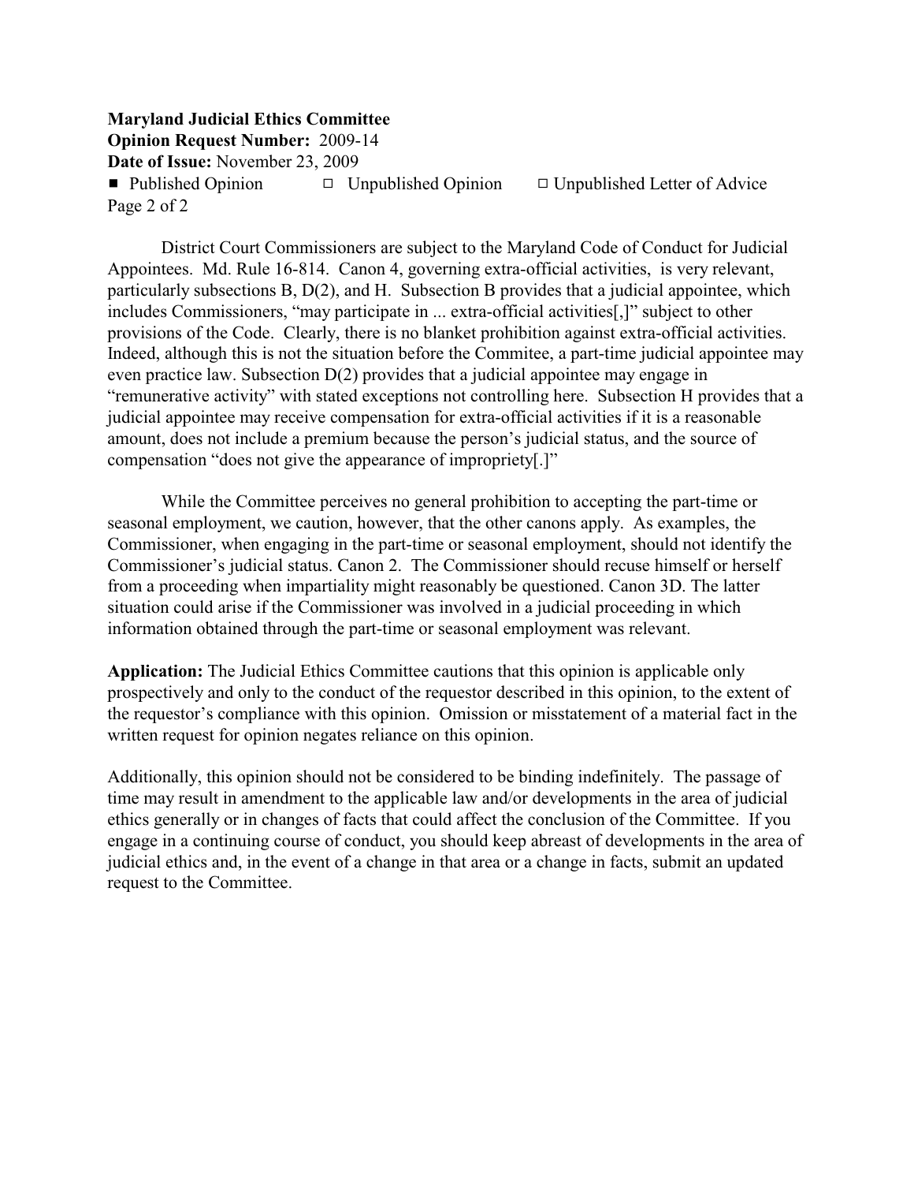**Maryland Judicial Ethics Committee**
**Opinion Request Number:** 2009-14
**Date of Issue:** November 23, 2009
■ Published Opinion □ Unpublished Opinion □ Unpublished Letter of Advice

District Court Commissioners are subject to the Maryland Code of Conduct for Judicial Appointees. Md. Rule 16-814. Canon 4, governing extra-official activities, is very relevant, particularly subsections B, D(2), and H. Subsection B provides that a judicial appointee, which includes Commissioners, "may participate in ... extra-official activities[,]" subject to other provisions of the Code. Clearly, there is no blanket prohibition against extra-official activities. Indeed, although this is not the situation before the Commitee, a part-time judicial appointee may even practice law. Subsection D(2) provides that a judicial appointee may engage in "remunerative activity" with stated exceptions not controlling here. Subsection H provides that a judicial appointee may receive compensation for extra-official activities if it is a reasonable amount, does not include a premium because the person's judicial status, and the source of compensation "does not give the appearance of impropriety[.]"

While the Committee perceives no general prohibition to accepting the part-time or seasonal employment, we caution, however, that the other canons apply. As examples, the Commissioner, when engaging in the part-time or seasonal employment, should not identify the Commissioner's judicial status. Canon 2. The Commissioner should recuse himself or herself from a proceeding when impartiality might reasonably be questioned. Canon 3D. The latter situation could arise if the Commissioner was involved in a judicial proceeding in which information obtained through the part-time or seasonal employment was relevant.

**Application:** The Judicial Ethics Committee cautions that this opinion is applicable only prospectively and only to the conduct of the requestor described in this opinion, to the extent of the requestor's compliance with this opinion. Omission or misstatement of a material fact in the written request for opinion negates reliance on this opinion.

Additionally, this opinion should not be considered to be binding indefinitely. The passage of time may result in amendment to the applicable law and/or developments in the area of judicial ethics generally or in changes of facts that could affect the conclusion of the Committee. If you engage in a continuing course of conduct, you should keep abreast of developments in the area of judicial ethics and, in the event of a change in that area or a change in facts, submit an updated request to the Committee.